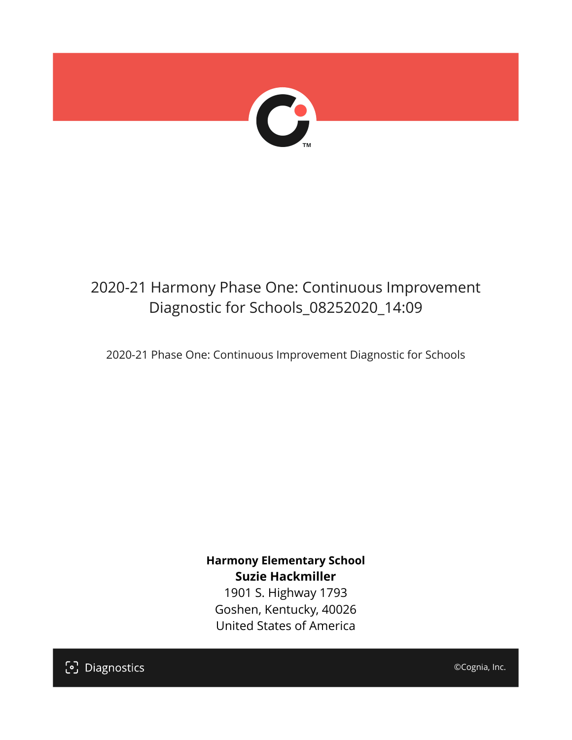# 2020-21 Harmony Phase One: Continuous Improvement Diagnostic for Schools_08252020_14:09

2020-21 Phase One: Continuous Improvement Diagnostic for Schools

**Harmony Elementary School**
**Suzie Hackmiller**
1901 S. Highway 1793
Goshen, Kentucky, 40026
United States of America

Diagnostics

©Cognia, Inc.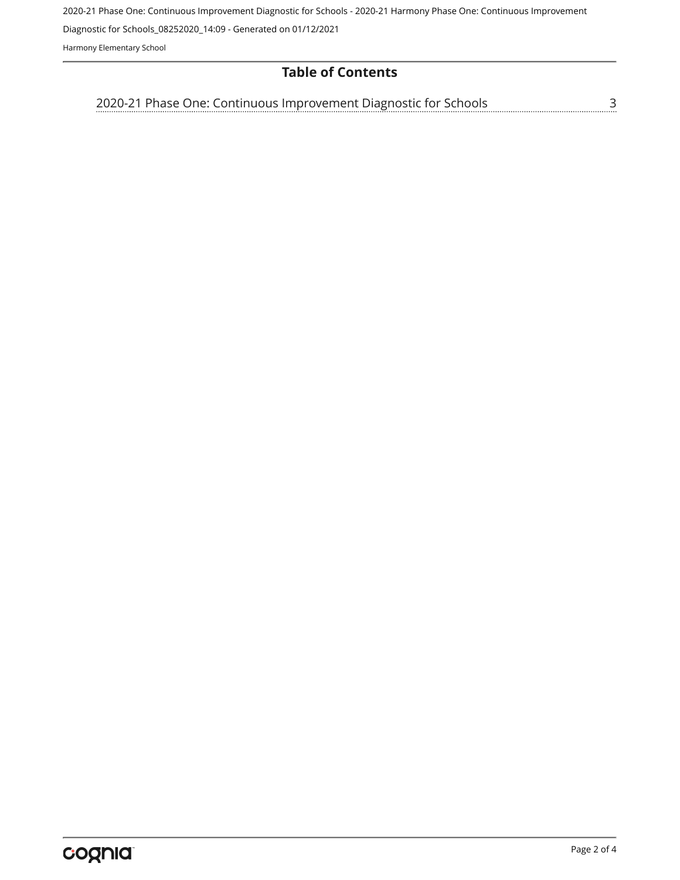## Table of Contents

2020-21 Phase One: Continuous Improvement Diagnostic for Schools ........ 3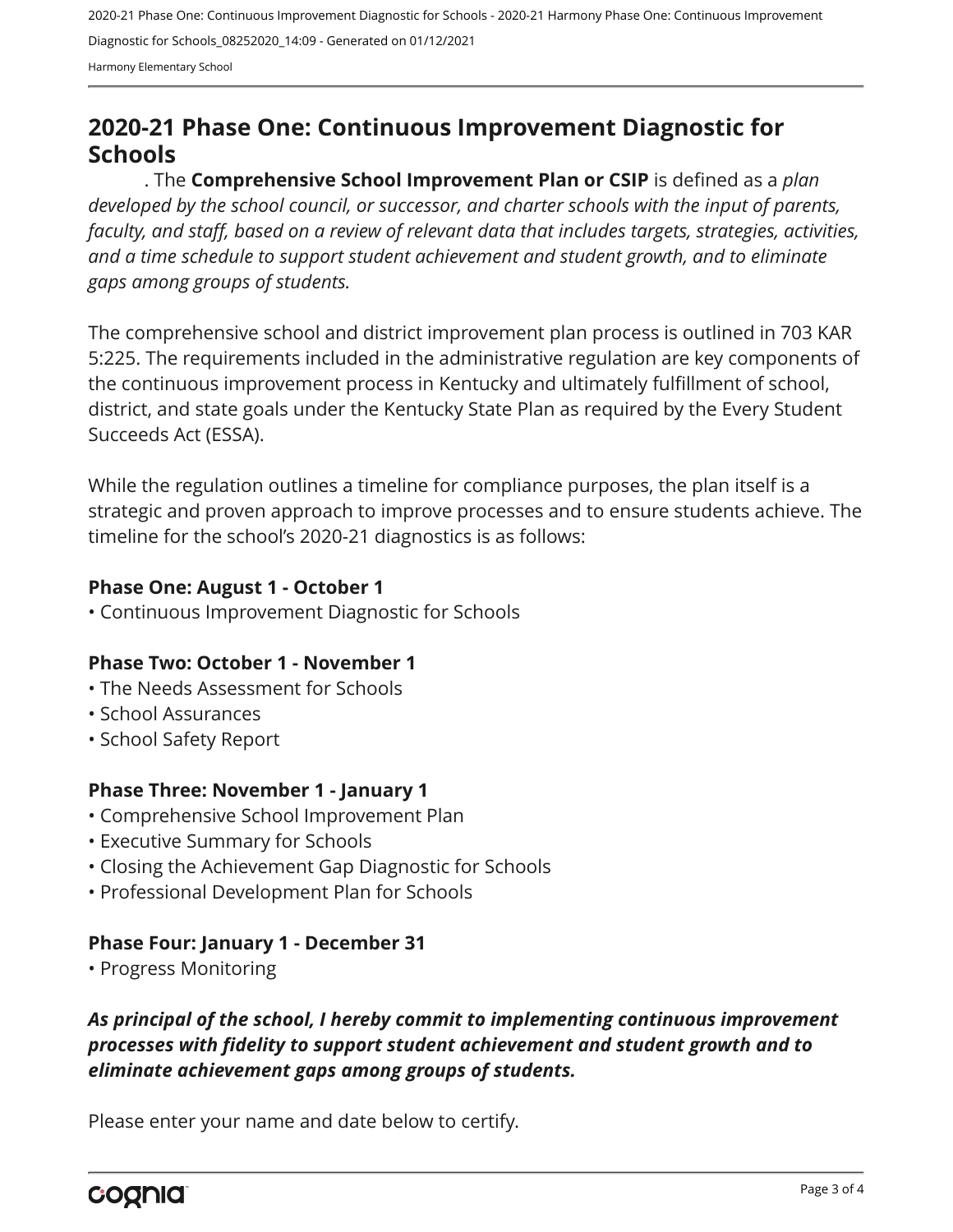## 2020-21 Phase One: Continuous Improvement Diagnostic for Schools

. The **Comprehensive School Improvement Plan or CSIP** is defined as a *plan developed by the school council, or successor, and charter schools with the input of parents, faculty, and staff, based on a review of relevant data that includes targets, strategies, activities, and a time schedule to support student achievement and student growth, and to eliminate gaps among groups of students.*

The comprehensive school and district improvement plan process is outlined in 703 KAR 5:225. The requirements included in the administrative regulation are key components of the continuous improvement process in Kentucky and ultimately fulfillment of school, district, and state goals under the Kentucky State Plan as required by the Every Student Succeeds Act (ESSA).

While the regulation outlines a timeline for compliance purposes, the plan itself is a strategic and proven approach to improve processes and to ensure students achieve. The timeline for the school's 2020-21 diagnostics is as follows:

**Phase One: August 1 - October 1**
- Continuous Improvement Diagnostic for Schools

**Phase Two: October 1 - November 1**
- The Needs Assessment for Schools
- School Assurances
- School Safety Report

**Phase Three: November 1 - January 1**
- Comprehensive School Improvement Plan
- Executive Summary for Schools
- Closing the Achievement Gap Diagnostic for Schools
- Professional Development Plan for Schools

**Phase Four: January 1 - December 31**
- Progress Monitoring

***As principal of the school, I hereby commit to implementing continuous improvement processes with fidelity to support student achievement and student growth and to eliminate achievement gaps among groups of students.***

Please enter your name and date below to certify.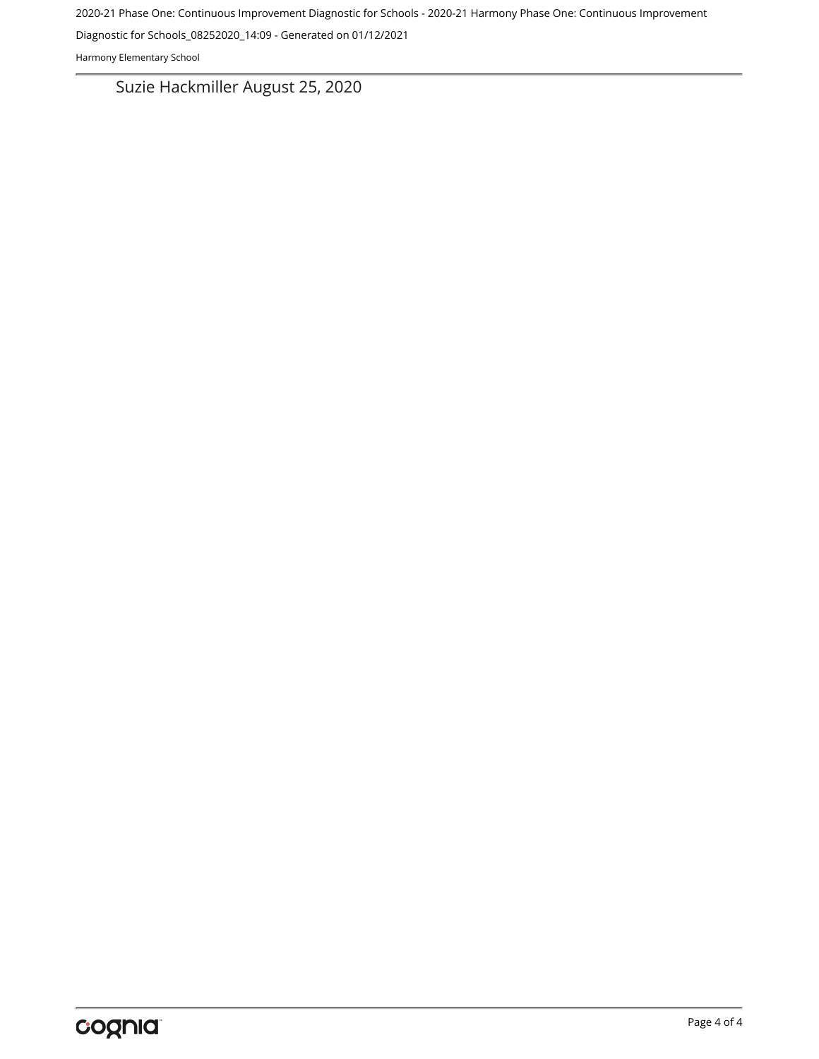Suzie Hackmiller August 25, 2020